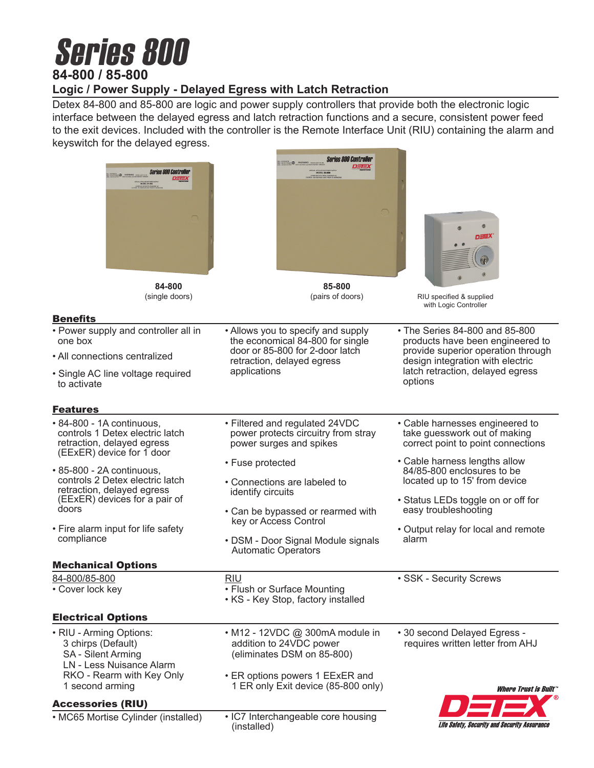# Series 800

## 84-800 / 85-800

### Logic / Power Supply - Delayed Egress with Latch Retraction

Detex 84-800 and 85-800 are logic and power supply controllers that provide both the electronic logic interface between the delayed egress and latch retraction functions and a secure, consistent power feed to the exit devices. Included with the controller is the Remote Interface Unit (RIU) containing the alarm and keyswitch for the delayed egress.

**84-800**
(single doors)

**85-800**
(pairs of doors)

RIU specified & supplied with Logic Controller

### Benefits

- Power supply and controller all in one box
- All connections centralized
- Single AC line voltage required to activate
- Allows you to specify and supply the economical 84-800 for single door or 85-800 for 2-door latch retraction, delayed egress applications
- The Series 84-800 and 85-800 products have been engineered to provide superior operation through design integration with electric latch retraction, delayed egress options

### Features

- 84-800 - 1A continuous, controls 1 Detex electric latch retraction, delayed egress (EExER) device for 1 door
- 85-800 - 2A continuous, controls 2 Detex electric latch retraction, delayed egress (EExER) devices for a pair of doors
- Fire alarm input for life safety compliance
- Filtered and regulated 24VDC power protects circuitry from stray power surges and spikes
- Fuse protected
- Connections are labeled to identify circuits
- Can be bypassed or rearmed with key or Access Control
- DSM - Door Signal Module signals Automatic Operators
- Cable harnesses engineered to take guesswork out of making correct point to point connections
- Cable harness lengths allow 84/85-800 enclosures to be located up to 15' from device
- Status LEDs toggle on or off for easy troubleshooting
- Output relay for local and remote alarm

### Mechanical Options

84-800/85-800
- Cover lock key

RIU
- Flush or Surface Mounting
- KS - Key Stop, factory installed

- SSK - Security Screws

### Electrical Options

- RIU - Arming Options:
  - 3 chirps (Default)
  - SA - Silent Arming
  - LN - Less Nuisance Alarm
  - RKO - Rearm with Key Only
  - 1 second arming
- M12 - 12VDC @ 300mA module in addition to 24VDC power (eliminates DSM on 85-800)
- ER options powers 1 EExER and 1 ER only Exit device (85-800 only)
- 30 second Delayed Egress - requires written letter from AHJ

### Accessories (RIU)

- MC65 Mortise Cylinder (installed)
- IC7 Interchangeable core housing (installed)

*Where Trust is Built™*
DETEX®
*Life Safety, Security and Security Assurance*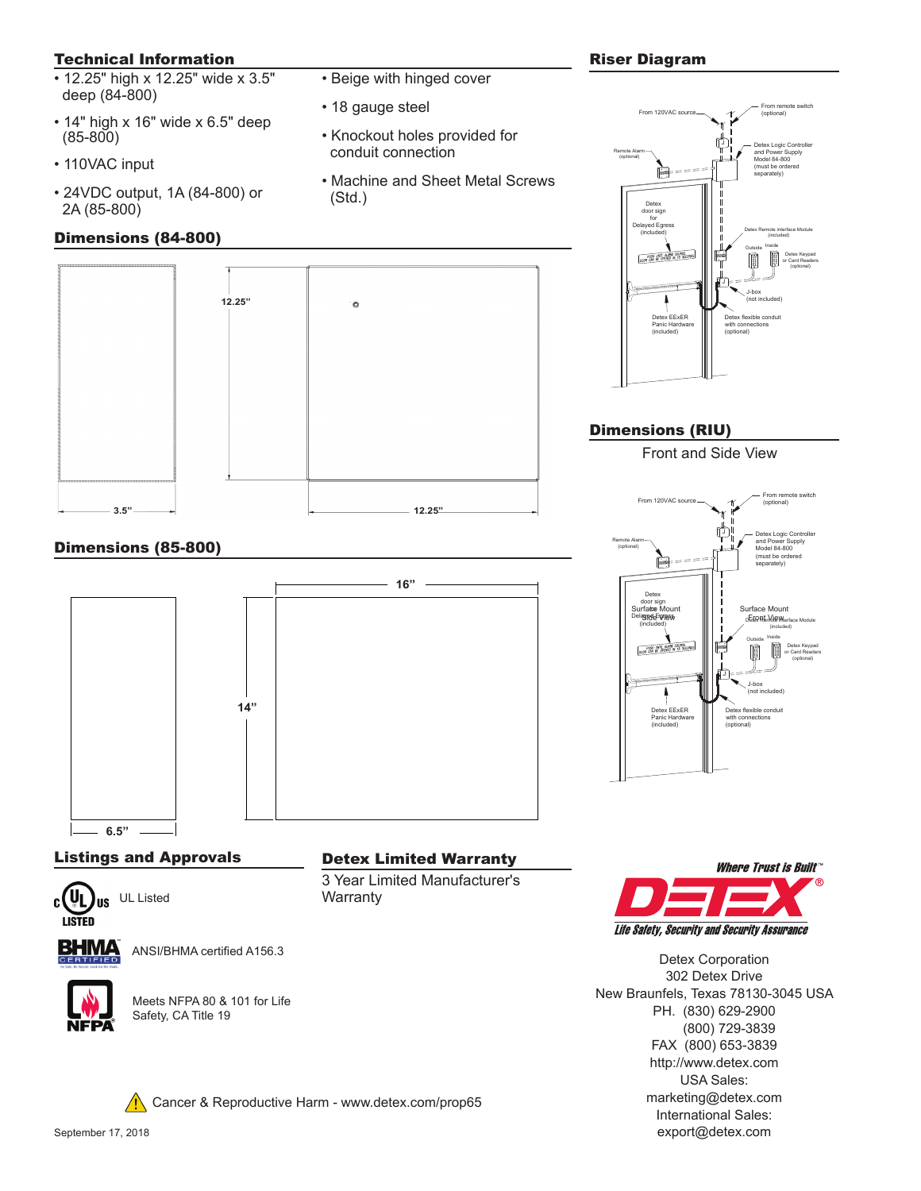## Technical Information

- 12.25" high x 12.25" wide x 3.5" deep (84-800)
- 14" high x 16" wide x 6.5" deep (85-800)
- 110VAC input
- 24VDC output, 1A (84-800) or 2A (85-800)
- Beige with hinged cover
- 18 gauge steel
- Knockout holes provided for conduit connection
- Machine and Sheet Metal Screws (Std.)

## Dimensions (84-800)

12.25"

3.5"

12.25"

## Dimensions (85-800)

16"

14"

6.5"

## Riser Diagram

From 120VAC source

From remote switch (optional)

Detex Logic Controller and Power Supply Model 84-800 (must be ordered separately)

Remote Alarm (optional)

Detex door sign for Delayed Egress (included)

Detex Remote interface Module (included)

Outside

Inside

Detex Keypad or Card Readers (optional)

J-box (not included)

Detex EExER Panic Hardware (included)

Detex flexible conduit with connections (optional)

## Dimensions (RIU)

Front and Side View

Surface Mount Side View

Surface Mount Front View

From 120VAC source

From remote switch (optional)

Detex Logic Controller and Power Supply Model 84-800 (must be ordered separately)

Remote Alarm (optional)

Detex door sign for Delayed Egress (included)

Detex Remote interface Module (included)

Outside

Inside

Detex Keypad or Card Readers (optional)

J-box (not included)

Detex EExER Panic Hardware (included)

Detex flexible conduit with connections (optional)

## Listings and Approvals

UL Listed

ANSI/BHMA certified A156.3

Meets NFPA 80 & 101 for Life Safety, CA Title 19

## Detex Limited Warranty

3 Year Limited Manufacturer's Warranty

Where Trust is Built™

DETEX®

Life Safety, Security and Security Assurance

Detex Corporation
302 Detex Drive
New Braunfels, Texas 78130-3045 USA
PH. (830) 629-2900
(800) 729-3839
FAX (800) 653-3839
http://www.detex.com
USA Sales:
marketing@detex.com
International Sales:
export@detex.com

Cancer & Reproductive Harm - www.detex.com/prop65

September 17, 2018